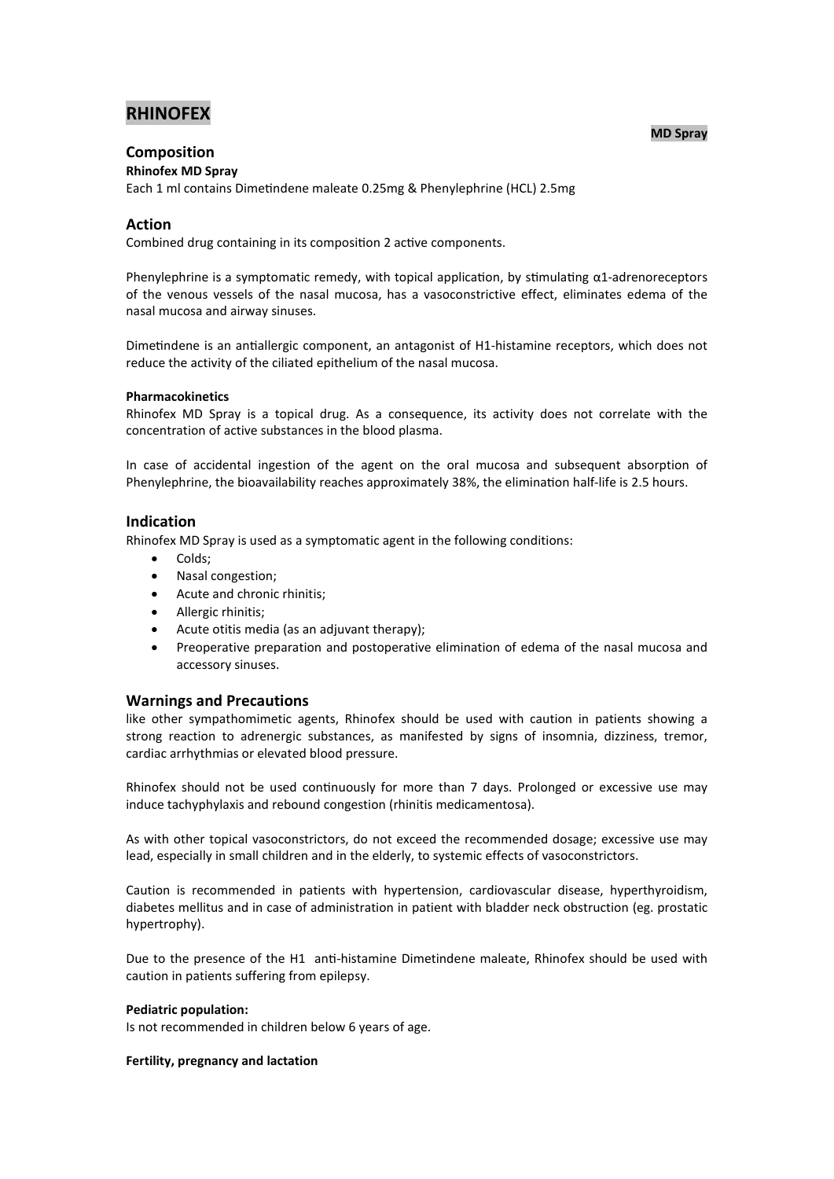# RHINOFEX

**MD Spray**

## Composition

**Rhinofex MD Spray**

Each 1 ml contains Dimetindene maleate 0.25mg & Phenylephrine (HCL) 2.5mg

## Action

Combined drug containing in its composition 2 active components.

Phenylephrine is a symptomatic remedy, with topical application, by stimulating α1-adrenoreceptors of the venous vessels of the nasal mucosa, has a vasoconstrictive effect, eliminates edema of the nasal mucosa and airway sinuses.

Dimetindene is an antiallergic component, an antagonist of H1-histamine receptors, which does not reduce the activity of the ciliated epithelium of the nasal mucosa.

**Pharmacokinetics**

Rhinofex MD Spray is a topical drug. As a consequence, its activity does not correlate with the concentration of active substances in the blood plasma.

In case of accidental ingestion of the agent on the oral mucosa and subsequent absorption of Phenylephrine, the bioavailability reaches approximately 38%, the elimination half-life is 2.5 hours.

## Indication

Rhinofex MD Spray is used as a symptomatic agent in the following conditions:

- Colds;
- Nasal congestion;
- Acute and chronic rhinitis;
- Allergic rhinitis;
- Acute otitis media (as an adjuvant therapy);
- Preoperative preparation and postoperative elimination of edema of the nasal mucosa and accessory sinuses.

## Warnings and Precautions

like other sympathomimetic agents, Rhinofex should be used with caution in patients showing a strong reaction to adrenergic substances, as manifested by signs of insomnia, dizziness, tremor, cardiac arrhythmias or elevated blood pressure.

Rhinofex should not be used continuously for more than 7 days. Prolonged or excessive use may induce tachyphylaxis and rebound congestion (rhinitis medicamentosa).

As with other topical vasoconstrictors, do not exceed the recommended dosage; excessive use may lead, especially in small children and in the elderly, to systemic effects of vasoconstrictors.

Caution is recommended in patients with hypertension, cardiovascular disease, hyperthyroidism, diabetes mellitus and in case of administration in patient with bladder neck obstruction (eg. prostatic hypertrophy).

Due to the presence of the H1 anti-histamine Dimetindene maleate, Rhinofex should be used with caution in patients suffering from epilepsy.

**Pediatric population:**

Is not recommended in children below 6 years of age.

**Fertility, pregnancy and lactation**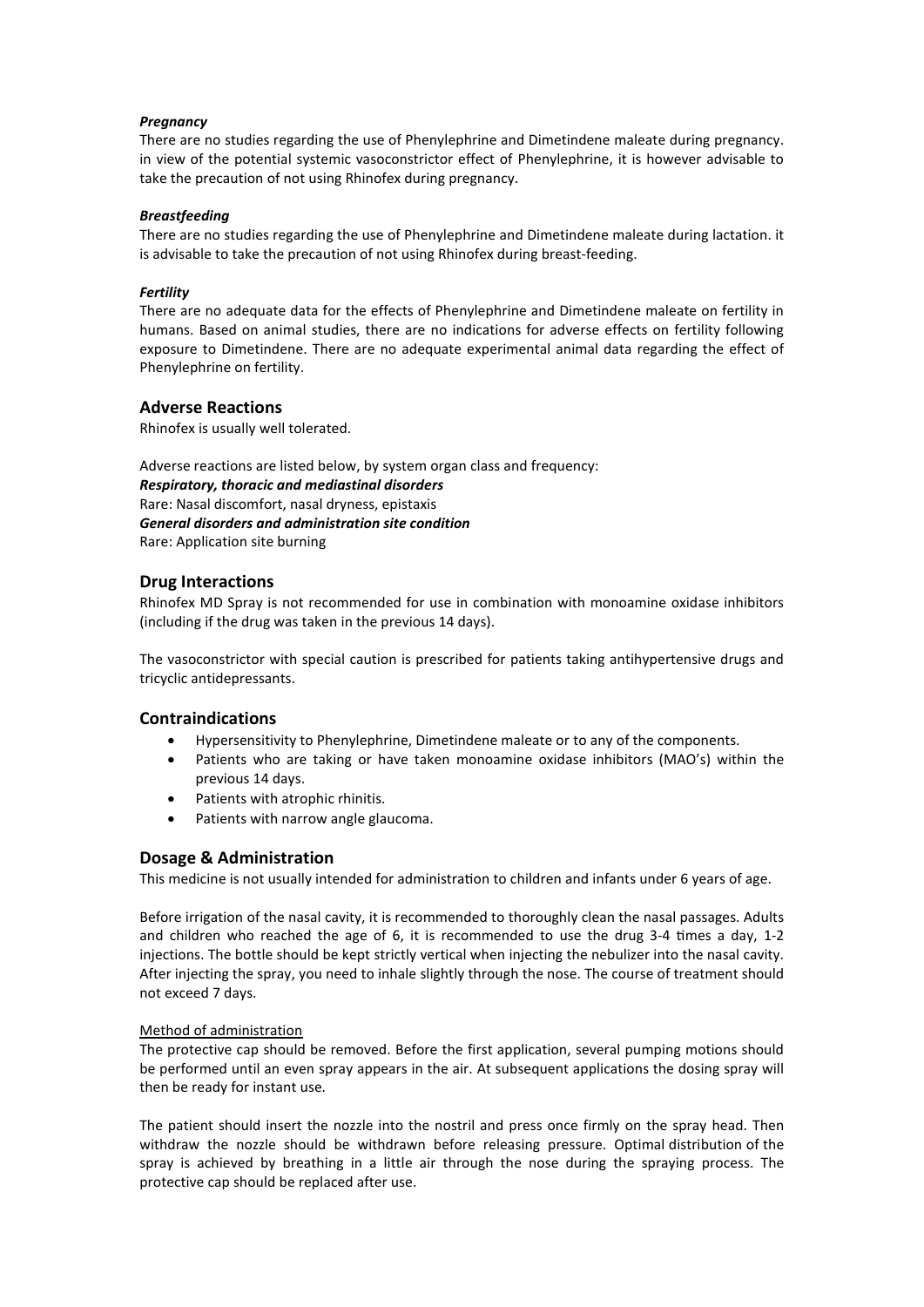***Pregnancy***

There are no studies regarding the use of Phenylephrine and Dimetindene maleate during pregnancy. in view of the potential systemic vasoconstrictor effect of Phenylephrine, it is however advisable to take the precaution of not using Rhinofex during pregnancy.

***Breastfeeding***

There are no studies regarding the use of Phenylephrine and Dimetindene maleate during lactation. it is advisable to take the precaution of not using Rhinofex during breast-feeding.

***Fertility***

There are no adequate data for the effects of Phenylephrine and Dimetindene maleate on fertility in humans. Based on animal studies, there are no indications for adverse effects on fertility following exposure to Dimetindene. There are no adequate experimental animal data regarding the effect of Phenylephrine on fertility.

## Adverse Reactions

Rhinofex is usually well tolerated.

Adverse reactions are listed below, by system organ class and frequency:

***Respiratory, thoracic and mediastinal disorders***

Rare: Nasal discomfort, nasal dryness, epistaxis

***General disorders and administration site condition***

Rare: Application site burning

## Drug Interactions

Rhinofex MD Spray is not recommended for use in combination with monoamine oxidase inhibitors (including if the drug was taken in the previous 14 days).

The vasoconstrictor with special caution is prescribed for patients taking antihypertensive drugs and tricyclic antidepressants.

## Contraindications

- Hypersensitivity to Phenylephrine, Dimetindene maleate or to any of the components.
- Patients who are taking or have taken monoamine oxidase inhibitors (MAO's) within the previous 14 days.
- Patients with atrophic rhinitis.
- Patients with narrow angle glaucoma.

## Dosage & Administration

This medicine is not usually intended for administration to children and infants under 6 years of age.

Before irrigation of the nasal cavity, it is recommended to thoroughly clean the nasal passages. Adults and children who reached the age of 6, it is recommended to use the drug 3-4 times a day, 1-2 injections. The bottle should be kept strictly vertical when injecting the nebulizer into the nasal cavity. After injecting the spray, you need to inhale slightly through the nose. The course of treatment should not exceed 7 days.

Method of administration

The protective cap should be removed. Before the first application, several pumping motions should be performed until an even spray appears in the air. At subsequent applications the dosing spray will then be ready for instant use.

The patient should insert the nozzle into the nostril and press once firmly on the spray head. Then withdraw the nozzle should be withdrawn before releasing pressure. Optimal distribution of the spray is achieved by breathing in a little air through the nose during the spraying process. The protective cap should be replaced after use.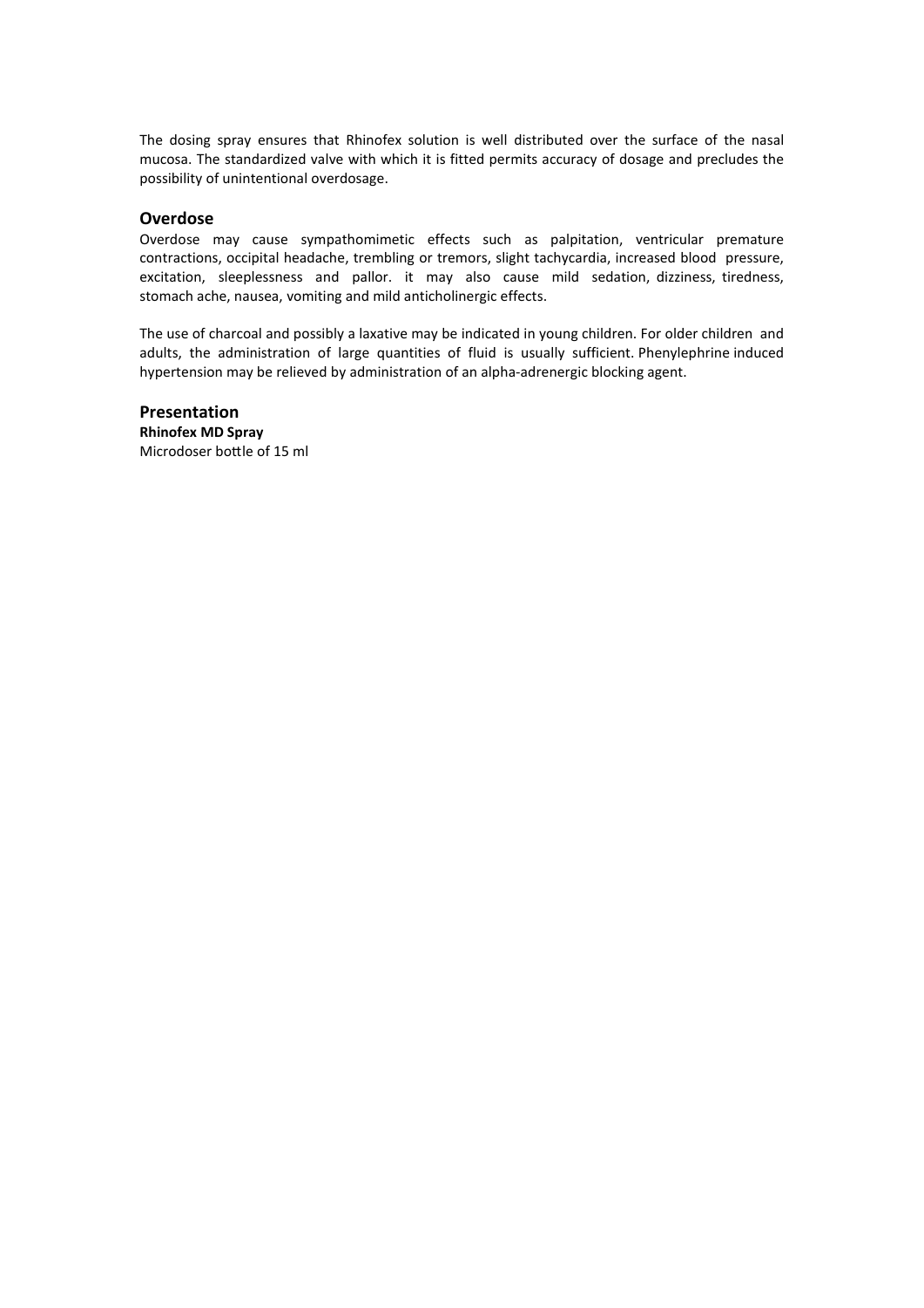The dosing spray ensures that Rhinofex solution is well distributed over the surface of the nasal mucosa. The standardized valve with which it is fitted permits accuracy of dosage and precludes the possibility of unintentional overdosage.

## Overdose

Overdose may cause sympathomimetic effects such as palpitation, ventricular premature contractions, occipital headache, trembling or tremors, slight tachycardia, increased blood pressure, excitation, sleeplessness and pallor. it may also cause mild sedation, dizziness, tiredness, stomach ache, nausea, vomiting and mild anticholinergic effects.

The use of charcoal and possibly a laxative may be indicated in young children. For older children and adults, the administration of large quantities of fluid is usually sufficient. Phenylephrine induced hypertension may be relieved by administration of an alpha-adrenergic blocking agent.

## Presentation

**Rhinofex MD Spray**
Microdoser bottle of 15 ml